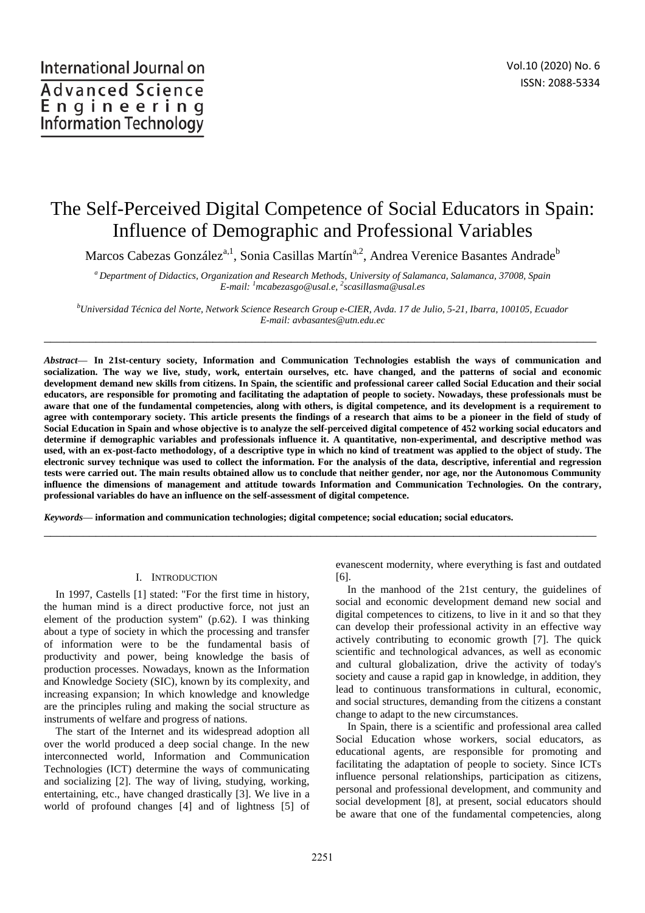# The Self-Perceived Digital Competence of Social Educators in Spain: Influence of Demographic and Professional Variables

Marcos Cabezas González[a,1], Sonia Casillas Martín[a,2], Andrea Verenice Basantes Andrade[b]

*[a] Department of Didactics, Organization and Research Methods, University of Salamanca, Salamanca, 37008, Spain*
*E-mail: [1]mcabezasgo@usal.e, [2]scasillasma@usal.es*

*[b]Universidad Técnica del Norte, Network Science Research Group e-CIER, Avda. 17 de Julio, 5-21, Ibarra, 100105, Ecuador*
*E-mail: avbasantes@utn.edu.ec*

***Abstract*— In 21st-century society, Information and Communication Technologies establish the ways of communication and socialization. The way we live, study, work, entertain ourselves, etc. have changed, and the patterns of social and economic development demand new skills from citizens. In Spain, the scientific and professional career called Social Education and their social educators, are responsible for promoting and facilitating the adaptation of people to society. Nowadays, these professionals must be aware that one of the fundamental competencies, along with others, is digital competence, and its development is a requirement to agree with contemporary society. This article presents the findings of a research that aims to be a pioneer in the field of study of Social Education in Spain and whose objective is to analyze the self-perceived digital competence of 452 working social educators and determine if demographic variables and professionals influence it. A quantitative, non-experimental, and descriptive method was used, with an ex-post-facto methodology, of a descriptive type in which no kind of treatment was applied to the object of study. The electronic survey technique was used to collect the information. For the analysis of the data, descriptive, inferential and regression tests were carried out. The main results obtained allow us to conclude that neither gender, nor age, nor the Autonomous Community influence the dimensions of management and attitude towards Information and Communication Technologies. On the contrary, professional variables do have an influence on the self-assessment of digital competence.**

***Keywords*— information and communication technologies; digital competence; social education; social educators.**

## I. Introduction

In 1997, Castells [1] stated: "For the first time in history, the human mind is a direct productive force, not just an element of the production system" (p.62). I was thinking about a type of society in which the processing and transfer of information were to be the fundamental basis of productivity and power, being knowledge the basis of production processes. Nowadays, known as the Information and Knowledge Society (SIC), known by its complexity, and increasing expansion; In which knowledge and knowledge are the principles ruling and making the social structure as instruments of welfare and progress of nations.

The start of the Internet and its widespread adoption all over the world produced a deep social change. In the new interconnected world, Information and Communication Technologies (ICT) determine the ways of communicating and socializing [2]. The way of living, studying, working, entertaining, etc., have changed drastically [3]. We live in a world of profound changes [4] and of lightness [5] of evanescent modernity, where everything is fast and outdated [6].

In the manhood of the 21st century, the guidelines of social and economic development demand new social and digital competences to citizens, to live in it and so that they can develop their professional activity in an effective way actively contributing to economic growth [7]. The quick scientific and technological advances, as well as economic and cultural globalization, drive the activity of today's society and cause a rapid gap in knowledge, in addition, they lead to continuous transformations in cultural, economic, and social structures, demanding from the citizens a constant change to adapt to the new circumstances.

In Spain, there is a scientific and professional area called Social Education whose workers, social educators, as educational agents, are responsible for promoting and facilitating the adaptation of people to society. Since ICTs influence personal relationships, participation as citizens, personal and professional development, and community and social development [8], at present, social educators should be aware that one of the fundamental competencies, along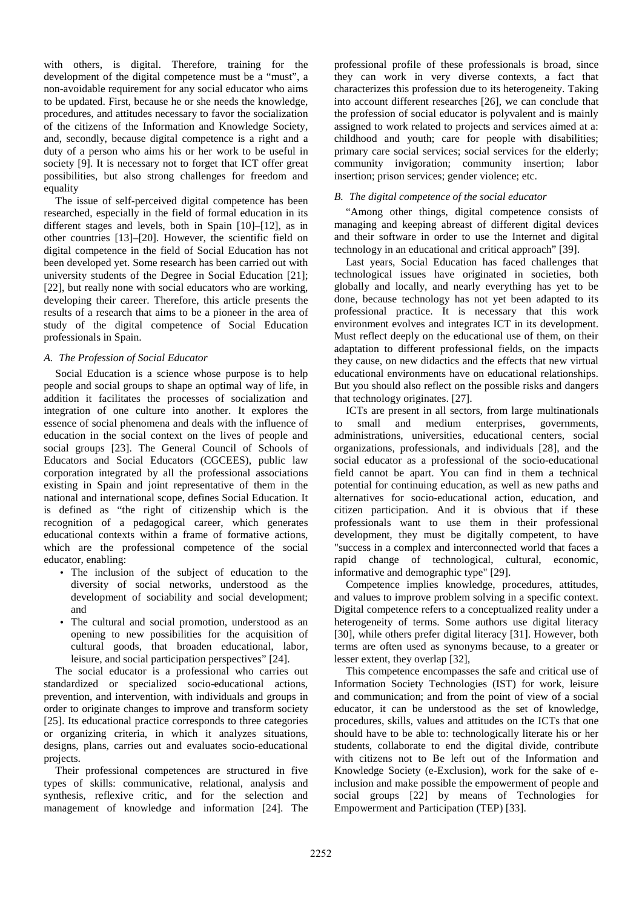with others, is digital. Therefore, training for the development of the digital competence must be a "must", a non-avoidable requirement for any social educator who aims to be updated. First, because he or she needs the knowledge, procedures, and attitudes necessary to favor the socialization of the citizens of the Information and Knowledge Society, and, secondly, because digital competence is a right and a duty of a person who aims his or her work to be useful in society [9]. It is necessary not to forget that ICT offer great possibilities, but also strong challenges for freedom and equality

The issue of self-perceived digital competence has been researched, especially in the field of formal education in its different stages and levels, both in Spain [10]–[12], as in other countries [13]–[20]. However, the scientific field on digital competence in the field of Social Education has not been developed yet. Some research has been carried out with university students of the Degree in Social Education [21]; [22], but really none with social educators who are working, developing their career. Therefore, this article presents the results of a research that aims to be a pioneer in the area of study of the digital competence of Social Education professionals in Spain.

### *A. The Profession of Social Educator*

Social Education is a science whose purpose is to help people and social groups to shape an optimal way of life, in addition it facilitates the processes of socialization and integration of one culture into another. It explores the essence of social phenomena and deals with the influence of education in the social context on the lives of people and social groups [23]. The General Council of Schools of Educators and Social Educators (CGCEES), public law corporation integrated by all the professional associations existing in Spain and joint representative of them in the national and international scope, defines Social Education. It is defined as "the right of citizenship which is the recognition of a pedagogical career, which generates educational contexts within a frame of formative actions, which are the professional competence of the social educator, enabling:

- The inclusion of the subject of education to the diversity of social networks, understood as the development of sociability and social development; and
- The cultural and social promotion, understood as an opening to new possibilities for the acquisition of cultural goods, that broaden educational, labor, leisure, and social participation perspectives" [24].

The social educator is a professional who carries out standardized or specialized socio-educational actions, prevention, and intervention, with individuals and groups in order to originate changes to improve and transform society [25]. Its educational practice corresponds to three categories or organizing criteria, in which it analyzes situations, designs, plans, carries out and evaluates socio-educational projects.

Their professional competences are structured in five types of skills: communicative, relational, analysis and synthesis, reflexive critic, and for the selection and management of knowledge and information [24]. The professional profile of these professionals is broad, since they can work in very diverse contexts, a fact that characterizes this profession due to its heterogeneity. Taking into account different researches [26], we can conclude that the profession of social educator is polyvalent and is mainly assigned to work related to projects and services aimed at a: childhood and youth; care for people with disabilities; primary care social services; social services for the elderly; community invigoration; community insertion; labor insertion; prison services; gender violence; etc.

### *B. The digital competence of the social educator*

"Among other things, digital competence consists of managing and keeping abreast of different digital devices and their software in order to use the Internet and digital technology in an educational and critical approach" [39].

Last years, Social Education has faced challenges that technological issues have originated in societies, both globally and locally, and nearly everything has yet to be done, because technology has not yet been adapted to its professional practice. It is necessary that this work environment evolves and integrates ICT in its development. Must reflect deeply on the educational use of them, on their adaptation to different professional fields, on the impacts they cause, on new didactics and the effects that new virtual educational environments have on educational relationships. But you should also reflect on the possible risks and dangers that technology originates. [27].

ICTs are present in all sectors, from large multinationals to small and medium enterprises, governments, administrations, universities, educational centers, social organizations, professionals, and individuals [28], and the social educator as a professional of the socio-educational field cannot be apart. You can find in them a technical potential for continuing education, as well as new paths and alternatives for socio-educational action, education, and citizen participation. And it is obvious that if these professionals want to use them in their professional development, they must be digitally competent, to have "success in a complex and interconnected world that faces a rapid change of technological, cultural, economic, informative and demographic type" [29].

Competence implies knowledge, procedures, attitudes, and values to improve problem solving in a specific context. Digital competence refers to a conceptualized reality under a heterogeneity of terms. Some authors use digital literacy [30], while others prefer digital literacy [31]. However, both terms are often used as synonyms because, to a greater or lesser extent, they overlap [32],

This competence encompasses the safe and critical use of Information Society Technologies (IST) for work, leisure and communication; and from the point of view of a social educator, it can be understood as the set of knowledge, procedures, skills, values and attitudes on the ICTs that one should have to be able to: technologically literate his or her students, collaborate to end the digital divide, contribute with citizens not to Be left out of the Information and Knowledge Society (e-Exclusion), work for the sake of e-inclusion and make possible the empowerment of people and social groups [22] by means of Technologies for Empowerment and Participation (TEP) [33].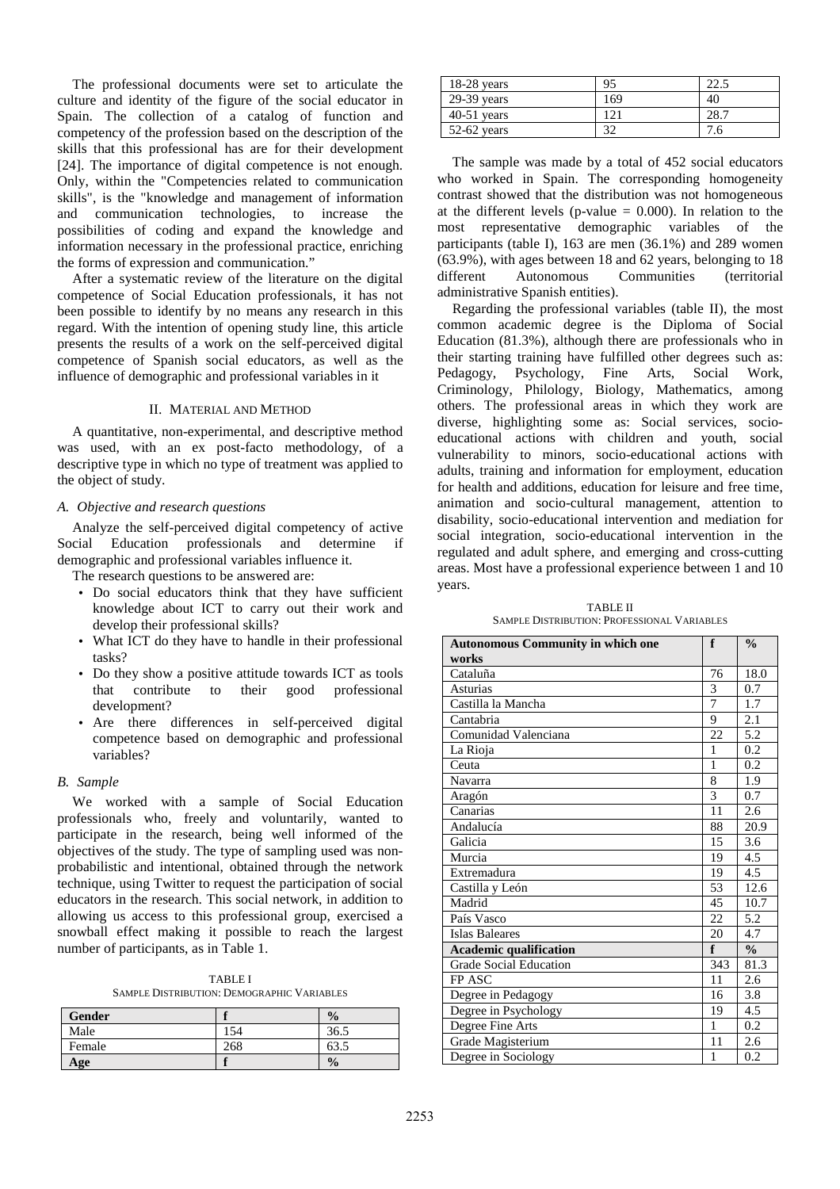The professional documents were set to articulate the culture and identity of the figure of the social educator in Spain. The collection of a catalog of function and competency of the profession based on the description of the skills that this professional has are for their development [24]. The importance of digital competence is not enough. Only, within the "Competencies related to communication skills", is the "knowledge and management of information and communication technologies, to increase the possibilities of coding and expand the knowledge and information necessary in the professional practice, enriching the forms of expression and communication."

After a systematic review of the literature on the digital competence of Social Education professionals, it has not been possible to identify by no means any research in this regard. With the intention of opening study line, this article presents the results of a work on the self-perceived digital competence of Spanish social educators, as well as the influence of demographic and professional variables in it

## II. Material and Method

A quantitative, non-experimental, and descriptive method was used, with an ex post-facto methodology, of a descriptive type in which no type of treatment was applied to the object of study.

### A. Objective and research questions

Analyze the self-perceived digital competency of active Social Education professionals and determine if demographic and professional variables influence it.

The research questions to be answered are:

- Do social educators think that they have sufficient knowledge about ICT to carry out their work and develop their professional skills?
- What ICT do they have to handle in their professional tasks?
- Do they show a positive attitude towards ICT as tools that contribute to their good professional development?
- Are there differences in self-perceived digital competence based on demographic and professional variables?

### B. Sample

We worked with a sample of Social Education professionals who, freely and voluntarily, wanted to participate in the research, being well informed of the objectives of the study. The type of sampling used was non-probabilistic and intentional, obtained through the network technique, using Twitter to request the participation of social educators in the research. This social network, in addition to allowing us access to this professional group, exercised a snowball effect making it possible to reach the largest number of participants, as in Table 1.

TABLE I
Sample Distribution: Demographic Variables

| **Gender** | **f** | **%** |
|---|---|---|
| Male | 154 | 36.5 |
| Female | 268 | 63.5 |
| **Age** | **f** | **%** |
| 18-28 years | 95 | 22.5 |
| 29-39 years | 169 | 40 |
| 40-51 years | 121 | 28.7 |
| 52-62 years | 32 | 7.6 |

The sample was made by a total of 452 social educators who worked in Spain. The corresponding homogeneity contrast showed that the distribution was not homogeneous at the different levels (p-value = 0.000). In relation to the most representative demographic variables of the participants (table I), 163 are men (36.1%) and 289 women (63.9%), with ages between 18 and 62 years, belonging to 18 different Autonomous Communities (territorial administrative Spanish entities).

Regarding the professional variables (table II), the most common academic degree is the Diploma of Social Education (81.3%), although there are professionals who in their starting training have fulfilled other degrees such as: Pedagogy, Psychology, Fine Arts, Social Work, Criminology, Philology, Biology, Mathematics, among others. The professional areas in which they work are diverse, highlighting some as: Social services, socio-educational actions with children and youth, social vulnerability to minors, socio-educational actions with adults, training and information for employment, education for health and additions, education for leisure and free time, animation and socio-cultural management, attention to disability, socio-educational intervention and mediation for social integration, socio-educational intervention in the regulated and adult sphere, and emerging and cross-cutting areas. Most have a professional experience between 1 and 10 years.

TABLE II
Sample Distribution: Professional Variables

| **Autonomous Community in which one works** | **f** | **%** |
|---|---|---|
| Cataluña | 76 | 18.0 |
| Asturias | 3 | 0.7 |
| Castilla la Mancha | 7 | 1.7 |
| Cantabria | 9 | 2.1 |
| Comunidad Valenciana | 22 | 5.2 |
| La Rioja | 1 | 0.2 |
| Ceuta | 1 | 0.2 |
| Navarra | 8 | 1.9 |
| Aragón | 3 | 0.7 |
| Canarias | 11 | 2.6 |
| Andalucía | 88 | 20.9 |
| Galicia | 15 | 3.6 |
| Murcia | 19 | 4.5 |
| Extremadura | 19 | 4.5 |
| Castilla y León | 53 | 12.6 |
| Madrid | 45 | 10.7 |
| País Vasco | 22 | 5.2 |
| Islas Baleares | 20 | 4.7 |
| **Academic qualification** | **f** | **%** |
| Grade Social Education | 343 | 81.3 |
| FP ASC | 11 | 2.6 |
| Degree in Pedagogy | 16 | 3.8 |
| Degree in Psychology | 19 | 4.5 |
| Degree Fine Arts | 1 | 0.2 |
| Grade Magisterium | 11 | 2.6 |
| Degree in Sociology | 1 | 0.2 |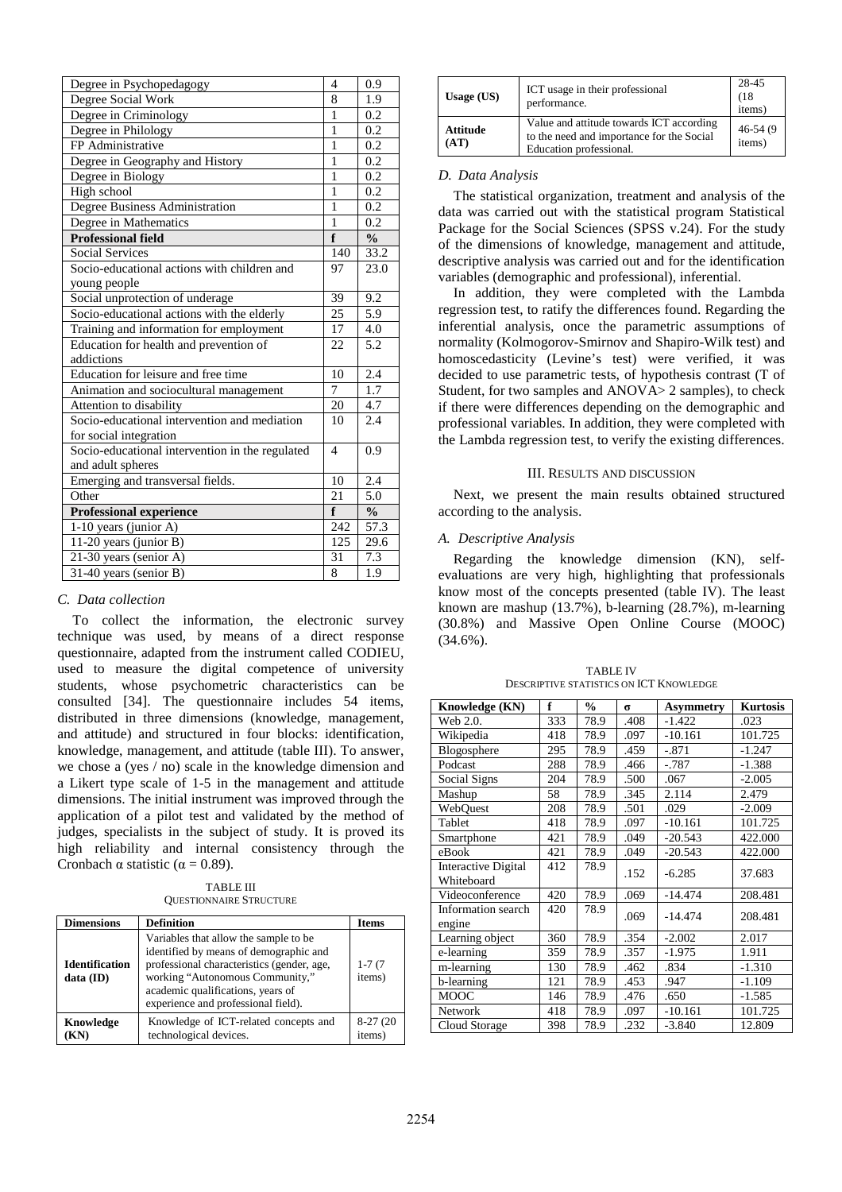| | | |
|---|---|---|
| Degree in Psychopedagogy | 4 | 0.9 |
| Degree Social Work | 8 | 1.9 |
| Degree in Criminology | 1 | 0.2 |
| Degree in Philology | 1 | 0.2 |
| FP Administrative | 1 | 0.2 |
| Degree in Geography and History | 1 | 0.2 |
| Degree in Biology | 1 | 0.2 |
| High school | 1 | 0.2 |
| Degree Business Administration | 1 | 0.2 |
| Degree in Mathematics | 1 | 0.2 |
| **Professional field** | **f** | **%** |
| Social Services | 140 | 33.2 |
| Socio-educational actions with children and young people | 97 | 23.0 |
| Social unprotection of underage | 39 | 9.2 |
| Socio-educational actions with the elderly | 25 | 5.9 |
| Training and information for employment | 17 | 4.0 |
| Education for health and prevention of addictions | 22 | 5.2 |
| Education for leisure and free time | 10 | 2.4 |
| Animation and sociocultural management | 7 | 1.7 |
| Attention to disability | 20 | 4.7 |
| Socio-educational intervention and mediation for social integration | 10 | 2.4 |
| Socio-educational intervention in the regulated and adult spheres | 4 | 0.9 |
| Emerging and transversal fields. | 10 | 2.4 |
| Other | 21 | 5.0 |
| **Professional experience** | **f** | **%** |
| 1-10 years (junior A) | 242 | 57.3 |
| 11-20 years (junior B) | 125 | 29.6 |
| 21-30 years (senior A) | 31 | 7.3 |
| 31-40 years (senior B) | 8 | 1.9 |

### *C. Data collection*

To collect the information, the electronic survey technique was used, by means of a direct response questionnaire, adapted from the instrument called CODIEU, used to measure the digital competence of university students, whose psychometric characteristics can be consulted [34]. The questionnaire includes 54 items, distributed in three dimensions (knowledge, management, and attitude) and structured in four blocks: identification, knowledge, management, and attitude (table III). To answer, we chose a (yes / no) scale in the knowledge dimension and a Likert type scale of 1-5 in the management and attitude dimensions. The initial instrument was improved through the application of a pilot test and validated by the method of judges, specialists in the subject of study. It is proved its high reliability and internal consistency through the Cronbach α statistic ($\alpha = 0.89$).

TABLE III
QUESTIONNAIRE STRUCTURE

| Dimensions | Definition | Items |
|---|---|---|
| **Identification data (ID)** | Variables that allow the sample to be identified by means of demographic and professional characteristics (gender, age, working "Autonomous Community," academic qualifications, years of experience and professional field). | 1-7 (7 items) |
| **Knowledge (KN)** | Knowledge of ICT-related concepts and technological devices. | 8-27 (20 items) |
| **Usage (US)** | ICT usage in their professional performance. | 28-45 (18 items) |
| **Attitude (AT)** | Value and attitude towards ICT according to the need and importance for the Social Education professional. | 46-54 (9 items) |

### *D. Data Analysis*

The statistical organization, treatment and analysis of the data was carried out with the statistical program Statistical Package for the Social Sciences (SPSS v.24). For the study of the dimensions of knowledge, management and attitude, descriptive analysis was carried out and for the identification variables (demographic and professional), inferential.

In addition, they were completed with the Lambda regression test, to ratify the differences found. Regarding the inferential analysis, once the parametric assumptions of normality (Kolmogorov-Smirnov and Shapiro-Wilk test) and homoscedasticity (Levine's test) were verified, it was decided to use parametric tests, of hypothesis contrast (T of Student, for two samples and ANOVA> 2 samples), to check if there were differences depending on the demographic and professional variables. In addition, they were completed with the Lambda regression test, to verify the existing differences.

## III. RESULTS AND DISCUSSION

Next, we present the main results obtained structured according to the analysis.

### *A. Descriptive Analysis*

Regarding the knowledge dimension (KN), self-evaluations are very high, highlighting that professionals know most of the concepts presented (table IV). The least known are mashup (13.7%), b-learning (28.7%), m-learning (30.8%) and Massive Open Online Course (MOOC) (34.6%).

TABLE IV
DESCRIPTIVE STATISTICS ON ICT KNOWLEDGE

| Knowledge (KN) | f | % | σ | Asymmetry | Kurtosis |
|---|---|---|---|---|---|
| Web 2.0. | 333 | 78.9 | .408 | -1.422 | .023 |
| Wikipedia | 418 | 78.9 | .097 | -10.161 | 101.725 |
| Blogosphere | 295 | 78.9 | .459 | -.871 | -1.247 |
| Podcast | 288 | 78.9 | .466 | -.787 | -1.388 |
| Social Signs | 204 | 78.9 | .500 | .067 | -2.005 |
| Mashup | 58 | 78.9 | .345 | 2.114 | 2.479 |
| WebQuest | 208 | 78.9 | .501 | .029 | -2.009 |
| Tablet | 418 | 78.9 | .097 | -10.161 | 101.725 |
| Smartphone | 421 | 78.9 | .049 | -20.543 | 422.000 |
| eBook | 421 | 78.9 | .049 | -20.543 | 422.000 |
| Interactive Digital Whiteboard | 412 | 78.9 | .152 | -6.285 | 37.683 |
| Videoconference | 420 | 78.9 | .069 | -14.474 | 208.481 |
| Information search engine | 420 | 78.9 | .069 | -14.474 | 208.481 |
| Learning object | 360 | 78.9 | .354 | -2.002 | 2.017 |
| e-learning | 359 | 78.9 | .357 | -1.975 | 1.911 |
| m-learning | 130 | 78.9 | .462 | .834 | -1.310 |
| b-learning | 121 | 78.9 | .453 | .947 | -1.109 |
| MOOC | 146 | 78.9 | .476 | .650 | -1.585 |
| Network | 418 | 78.9 | .097 | -10.161 | 101.725 |
| Cloud Storage | 398 | 78.9 | .232 | -3.840 | 12.809 |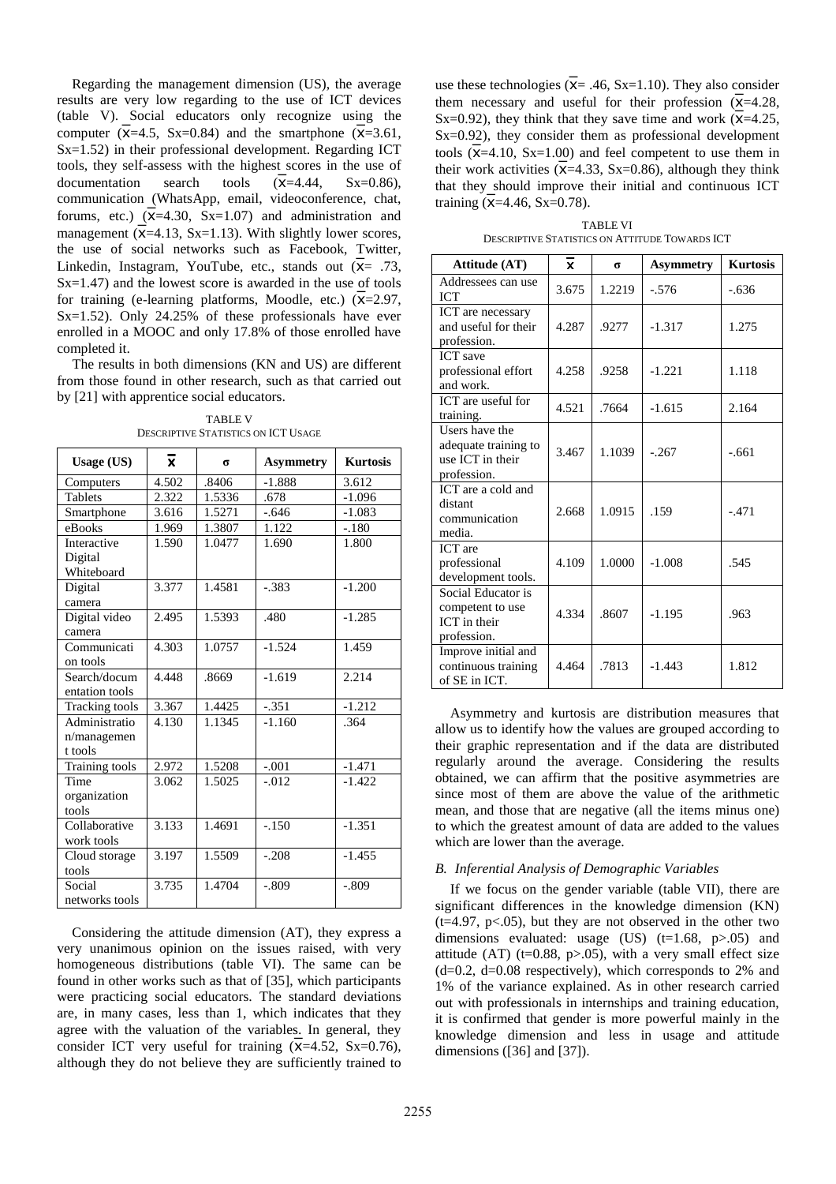Regarding the management dimension (US), the average results are very low regarding to the use of ICT devices (table V). Social educators only recognize using the computer ($\overline{x}$=4.5, Sx=0.84) and the smartphone ($\overline{x}$=3.61, Sx=1.52) in their professional development. Regarding ICT tools, they self-assess with the highest scores in the use of documentation search tools ($\overline{x}$=4.44, Sx=0.86), communication (WhatsApp, email, videoconference, chat, forums, etc.) ($\overline{x}$=4.30, Sx=1.07) and administration and management ($\overline{x}$=4.13, Sx=1.13). With slightly lower scores, the use of social networks such as Facebook, Twitter, Linkedin, Instagram, YouTube, etc., stands out ($\overline{x}$= .73, Sx=1.47) and the lowest score is awarded in the use of tools for training (e-learning platforms, Moodle, etc.) ($\overline{x}$=2.97, Sx=1.52). Only 24.25% of these professionals have ever enrolled in a MOOC and only 17.8% of those enrolled have completed it.

The results in both dimensions (KN and US) are different from those found in other research, such as that carried out by [21] with apprentice social educators.

TABLE V
DESCRIPTIVE STATISTICS ON ICT USAGE

| Usage (US) | $\overline{x}$ | σ | Asymmetry | Kurtosis |
|---|---|---|---|---|
| Computers | 4.502 | .8406 | -1.888 | 3.612 |
| Tablets | 2.322 | 1.5336 | .678 | -1.096 |
| Smartphone | 3.616 | 1.5271 | -.646 | -1.083 |
| eBooks | 1.969 | 1.3807 | 1.122 | -.180 |
| Interactive Digital Whiteboard | 1.590 | 1.0477 | 1.690 | 1.800 |
| Digital camera | 3.377 | 1.4581 | -.383 | -1.200 |
| Digital video camera | 2.495 | 1.5393 | .480 | -1.285 |
| Communication tools | 4.303 | 1.0757 | -1.524 | 1.459 |
| Search/documentation tools | 4.448 | .8669 | -1.619 | 2.214 |
| Tracking tools | 3.367 | 1.4425 | -.351 | -1.212 |
| Administration/management tools | 4.130 | 1.1345 | -1.160 | .364 |
| Training tools | 2.972 | 1.5208 | -.001 | -1.471 |
| Time organization tools | 3.062 | 1.5025 | -.012 | -1.422 |
| Collaborative work tools | 3.133 | 1.4691 | -.150 | -1.351 |
| Cloud storage tools | 3.197 | 1.5509 | -.208 | -1.455 |
| Social networks tools | 3.735 | 1.4704 | -.809 | -.809 |

Considering the attitude dimension (AT), they express a very unanimous opinion on the issues raised, with very homogeneous distributions (table VI). The same can be found in other works such as that of [35], which participants were practicing social educators. The standard deviations are, in many cases, less than 1, which indicates that they agree with the valuation of the variables. In general, they consider ICT very useful for training ($\overline{x}$=4.52, Sx=0.76), although they do not believe they are sufficiently trained to use these technologies ($\overline{x}$= .46, Sx=1.10). They also consider them necessary and useful for their profession ($\overline{x}$=4.28, Sx=0.92), they think that they save time and work ($\overline{x}$=4.25, Sx=0.92), they consider them as professional development tools ($\overline{x}$=4.10, Sx=1.00) and feel competent to use them in their work activities ($\overline{x}$=4.33, Sx=0.86), although they think that they should improve their initial and continuous ICT training ($\overline{x}$=4.46, Sx=0.78).

TABLE VI
DESCRIPTIVE STATISTICS ON ATTITUDE TOWARDS ICT

| Attitude (AT) | $\overline{x}$ | σ | Asymmetry | Kurtosis |
|---|---|---|---|---|
| Addressees can use ICT | 3.675 | 1.2219 | -.576 | -.636 |
| ICT are necessary and useful for their profession. | 4.287 | .9277 | -1.317 | 1.275 |
| ICT save professional effort and work. | 4.258 | .9258 | -1.221 | 1.118 |
| ICT are useful for training. | 4.521 | .7664 | -1.615 | 2.164 |
| Users have the adequate training to use ICT in their profession. | 3.467 | 1.1039 | -.267 | -.661 |
| ICT are a cold and distant communication media. | 2.668 | 1.0915 | .159 | -.471 |
| ICT are professional development tools. | 4.109 | 1.0000 | -1.008 | .545 |
| Social Educator is competent to use ICT in their profession. | 4.334 | .8607 | -1.195 | .963 |
| Improve initial and continuous training of SE in ICT. | 4.464 | .7813 | -1.443 | 1.812 |

Asymmetry and kurtosis are distribution measures that allow us to identify how the values are grouped according to their graphic representation and if the data are distributed regularly around the average. Considering the results obtained, we can affirm that the positive asymmetries are since most of them are above the value of the arithmetic mean, and those that are negative (all the items minus one) to which the greatest amount of data are added to the values which are lower than the average.

### *B. Inferential Analysis of Demographic Variables*

If we focus on the gender variable (table VII), there are significant differences in the knowledge dimension (KN) ($t$=4.97, $p$<.05), but they are not observed in the other two dimensions evaluated: usage (US) ($t$=1.68, $p$>.05) and attitude (AT) ($t$=0.88, $p$>.05), with a very small effect size ($d$=0.2, $d$=0.08 respectively), which corresponds to 2% and 1% of the variance explained. As in other research carried out with professionals in internships and training education, it is confirmed that gender is more powerful mainly in the knowledge dimension and less in usage and attitude dimensions ([36] and [37]).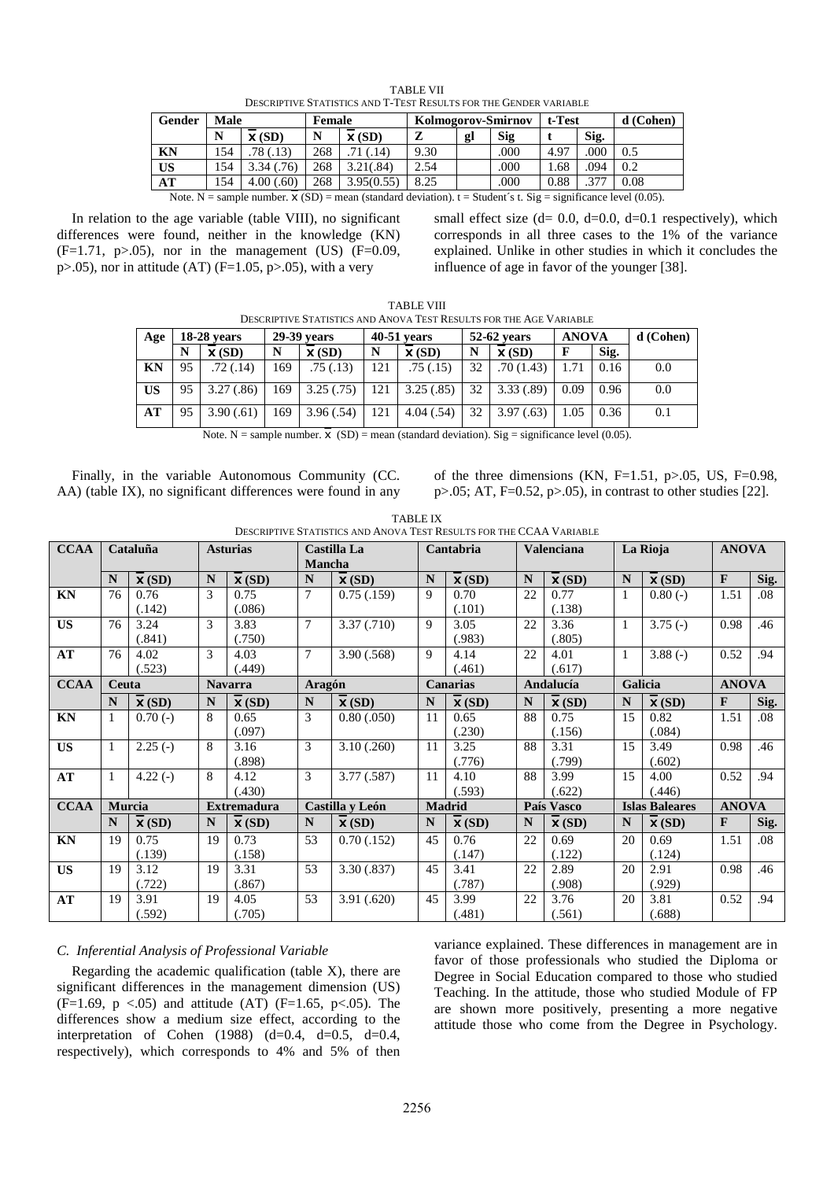TABLE VII
DESCRIPTIVE STATISTICS AND T-TEST RESULTS FOR THE GENDER VARIABLE

| Gender | Male | | Female | | Kolmogorov-Smirnov | | | t-Test | | d (Cohen) |
|---|---|---|---|---|---|---|---|---|---|---|
| | N | $\bar{x}$ (SD) | N | $\bar{x}$ (SD) | Z | gl | Sig | t | Sig. | |
| **KN** | 154 | .78 (.13) | 268 | .71 (.14) | 9.30 | | .000 | 4.97 | .000 | 0.5 |
| **US** | 154 | 3.34 (.76) | 268 | 3.21(.84) | 2.54 | | .000 | 1.68 | .094 | 0.2 |
| **AT** | 154 | 4.00 (.60) | 268 | 3.95(0.55) | 8.25 | | .000 | 0.88 | .377 | 0.08 |

Note. N = sample number. $\bar{x}$ (SD) = mean (standard deviation). t = Student´s t. Sig = significance level (0.05).

In relation to the age variable (table VIII), no significant differences were found, neither in the knowledge (KN) (F=1.71, p>.05), nor in the management (US) (F=0.09, p>.05), nor in attitude (AT) (F=1.05, p>.05), with a very small effect size (d= 0.0, d=0.0, d=0.1 respectively), which corresponds in all three cases to the 1% of the variance explained. Unlike in other studies in which it concludes the influence of age in favor of the younger [38].

TABLE VIII
DESCRIPTIVE STATISTICS AND ANOVA TEST RESULTS FOR THE AGE VARIABLE

| Age | 18-28 years | | 29-39 years | | 40-51 years | | 52-62 years | | ANOVA | | d (Cohen) |
|---|---|---|---|---|---|---|---|---|---|---|---|
| | N | $\bar{x}$ (SD) | N | $\bar{x}$ (SD) | N | $\bar{x}$ (SD) | N | $\bar{x}$ (SD) | F | Sig. | |
| **KN** | 95 | .72 (.14) | 169 | .75 (.13) | 121 | .75 (.15) | 32 | .70 (1.43) | 1.71 | 0.16 | 0.0 |
| **US** | 95 | 3.27 (.86) | 169 | 3.25 (.75) | 121 | 3.25 (.85) | 32 | 3.33 (.89) | 0.09 | 0.96 | 0.0 |
| **AT** | 95 | 3.90 (.61) | 169 | 3.96 (.54) | 121 | 4.04 (.54) | 32 | 3.97 (.63) | 1.05 | 0.36 | 0.1 |

Note. N = sample number. $\bar{x}$ (SD) = mean (standard deviation). Sig = significance level (0.05).

Finally, in the variable Autonomous Community (CC. AA) (table IX), no significant differences were found in any of the three dimensions (KN, F=1.51, p>.05, US, F=0.98, p>.05; AT, F=0.52, p>.05), in contrast to other studies [22].

TABLE IX
DESCRIPTIVE STATISTICS AND ANOVA TEST RESULTS FOR THE CCAA VARIABLE

| CCAA | Cataluña | | Asturias | | Castilla La Mancha | | Cantabria | | Valenciana | | La Rioja | | ANOVA | |
|---|---|---|---|---|---|---|---|---|---|---|---|---|---|---|
| | N | $\bar{x}$ (SD) | N | $\bar{x}$ (SD) | N | $\bar{x}$ (SD) | N | $\bar{x}$ (SD) | N | $\bar{x}$ (SD) | N | $\bar{x}$ (SD) | F | Sig. |
| **KN** | 76 | 0.76 (.142) | 3 | 0.75 (.086) | 7 | 0.75 (.159) | 9 | 0.70 (.101) | 22 | 0.77 (.138) | 1 | 0.80 (-) | 1.51 | .08 |
| **US** | 76 | 3.24 (.841) | 3 | 3.83 (.750) | 7 | 3.37 (.710) | 9 | 3.05 (.983) | 22 | 3.36 (.805) | 1 | 3.75 (-) | 0.98 | .46 |
| **AT** | 76 | 4.02 (.523) | 3 | 4.03 (.449) | 7 | 3.90 (.568) | 9 | 4.14 (.461) | 22 | 4.01 (.617) | 1 | 3.88 (-) | 0.52 | .94 |
| **CCAA** | **Ceuta** | | **Navarra** | | **Aragón** | | **Canarias** | | **Andalucía** | | **Galicia** | | **ANOVA** | |
| | N | $\bar{x}$ (SD) | N | $\bar{x}$ (SD) | N | $\bar{x}$ (SD) | N | $\bar{x}$ (SD) | N | $\bar{x}$ (SD) | N | $\bar{x}$ (SD) | F | Sig. |
| **KN** | 1 | 0.70 (-) | 8 | 0.65 (.097) | 3 | 0.80 (.050) | 11 | 0.65 (.230) | 88 | 0.75 (.156) | 15 | 0.82 (.084) | 1.51 | .08 |
| **US** | 1 | 2.25 (-) | 8 | 3.16 (.898) | 3 | 3.10 (.260) | 11 | 3.25 (.776) | 88 | 3.31 (.799) | 15 | 3.49 (.602) | 0.98 | .46 |
| **AT** | 1 | 4.22 (-) | 8 | 4.12 (.430) | 3 | 3.77 (.587) | 11 | 4.10 (.593) | 88 | 3.99 (.622) | 15 | 4.00 (.446) | 0.52 | .94 |
| **CCAA** | **Murcia** | | **Extremadura** | | **Castilla y León** | | **Madrid** | | **País Vasco** | | **Islas Baleares** | | **ANOVA** | |
| | N | $\bar{x}$ (SD) | N | $\bar{x}$ (SD) | N | $\bar{x}$ (SD) | N | $\bar{x}$ (SD) | N | $\bar{x}$ (SD) | N | $\bar{x}$ (SD) | F | Sig. |
| **KN** | 19 | 0.75 (.139) | 19 | 0.73 (.158) | 53 | 0.70 (.152) | 45 | 0.76 (.147) | 22 | 0.69 (.122) | 20 | 0.69 (.124) | 1.51 | .08 |
| **US** | 19 | 3.12 (.722) | 19 | 3.31 (.867) | 53 | 3.30 (.837) | 45 | 3.41 (.787) | 22 | 2.89 (.908) | 20 | 2.91 (.929) | 0.98 | .46 |
| **AT** | 19 | 3.91 (.592) | 19 | 4.05 (.705) | 53 | 3.91 (.620) | 45 | 3.99 (.481) | 22 | 3.76 (.561) | 20 | 3.81 (.688) | 0.52 | .94 |

### *C. Inferential Analysis of Professional Variable*

Regarding the academic qualification (table X), there are significant differences in the management dimension (US) (F=1.69, p <.05) and attitude (AT) (F=1.65, p<.05). The differences show a medium size effect, according to the interpretation of Cohen (1988) (d=0.4, d=0.5, d=0.4, respectively), which corresponds to 4% and 5% of then variance explained. These differences in management are in favor of those professionals who studied the Diploma or Degree in Social Education compared to those who studied Teaching. In the attitude, those who studied Module of FP are shown more positively, presenting a more negative attitude those who come from the Degree in Psychology.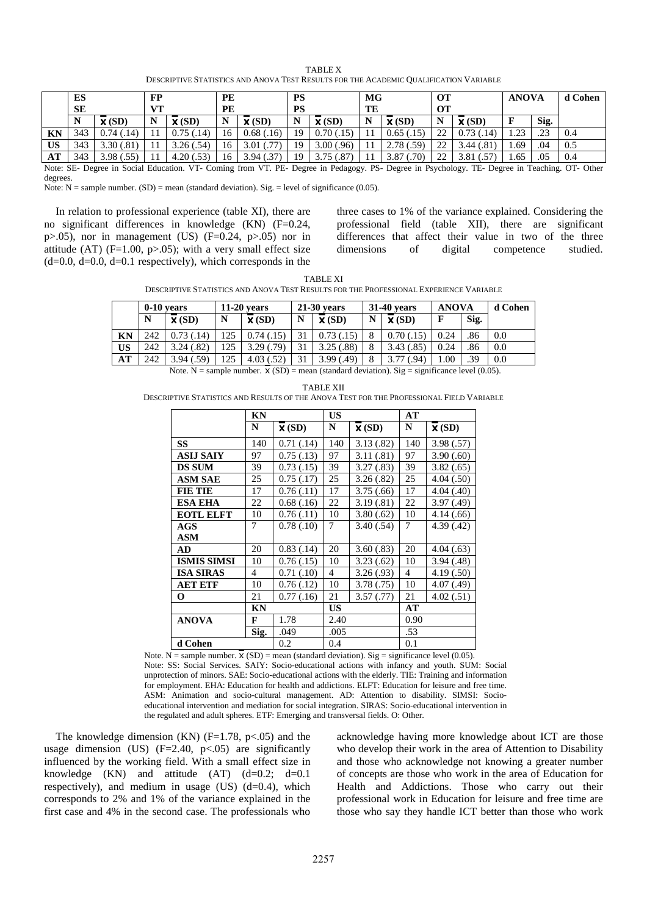TABLE X

DESCRIPTIVE STATISTICS AND ANOVA TEST RESULTS FOR THE ACADEMIC QUALIFICATION VARIABLE

| | ES SE | | FP VT | | PE PE | | PS PS | | MG TE | | OT OT | | ANOVA | | d Cohen |
|---|---|---|---|---|---|---|---|---|---|---|---|---|---|---|---|
| | N | x̄ (SD) | N | x̄ (SD) | N | x̄ (SD) | N | x̄ (SD) | N | x̄ (SD) | N | x̄ (SD) | F | Sig. | |
| KN | 343 | 0.74 (.14) | 11 | 0.75 (.14) | 16 | 0.68 (.16) | 19 | 0.70 (.15) | 11 | 0.65 (.15) | 22 | 0.73 (.14) | 1.23 | .23 | 0.4 |
| US | 343 | 3.30 (.81) | 11 | 3.26 (.54) | 16 | 3.01 (.77) | 19 | 3.00 (.96) | 11 | 2.78 (.59) | 22 | 3.44 (.81) | 1.69 | .04 | 0.5 |
| AT | 343 | 3.98 (.55) | 11 | 4.20 (.53) | 16 | 3.94 (.37) | 19 | 3.75 (.87) | 11 | 3.87 (.70) | 22 | 3.81 (.57) | 1.65 | .05 | 0.4 |

Note: SE- Degree in Social Education. VT- Coming from VT. PE- Degree in Pedagogy. PS- Degree in Psychology. TE- Degree in Teaching. OT- Other degrees.

Note: N = sample number. (SD) = mean (standard deviation). Sig. = level of significance (0.05).

In relation to professional experience (table XI), there are no significant differences in knowledge (KN) ($F=0.24$, $p>.05$), nor in management (US) ($F=0.24$, $p>.05$) nor in attitude (AT) ($F=1.00$, $p>.05$); with a very small effect size ($d=0.0$, $d=0.0$, $d=0.1$ respectively), which corresponds in the three cases to 1% of the variance explained. Considering the professional field (table XII), there are significant differences that affect their value in two of the three dimensions of digital competence studied.

TABLE XI

DESCRIPTIVE STATISTICS AND ANOVA TEST RESULTS FOR THE PROFESSIONAL EXPERIENCE VARIABLE

| | 0-10 years | | 11-20 years | | 21-30 years | | 31-40 years | | ANOVA | | d Cohen |
|---|---|---|---|---|---|---|---|---|---|---|---|
| | N | x̄ (SD) | N | x̄ (SD) | N | x̄ (SD) | N | x̄ (SD) | F | Sig. | |
| KN | 242 | 0.73 (.14) | 125 | 0.74 (.15) | 31 | 0.73 (.15) | 8 | 0.70 (.15) | 0.24 | .86 | 0.0 |
| US | 242 | 3.24 (.82) | 125 | 3.29 (.79) | 31 | 3.25 (.88) | 8 | 3.43 (.85) | 0.24 | .86 | 0.0 |
| AT | 242 | 3.94 (.59) | 125 | 4.03 (.52) | 31 | 3.99 (.49) | 8 | 3.77 (.94) | 1.00 | .39 | 0.0 |

Note. N = sample number. x̄ (SD) = mean (standard deviation). Sig = significance level (0.05).

TABLE XII

DESCRIPTIVE STATISTICS AND RESULTS OF THE ANOVA TEST FOR THE PROFESSIONAL FIELD VARIABLE

| | KN | | US | | AT | |
|---|---|---|---|---|---|---|
| | N | x̄ (SD) | N | x̄ (SD) | N | x̄ (SD) |
| SS | 140 | 0.71 (.14) | 140 | 3.13 (.82) | 140 | 3.98 (.57) |
| ASIJ SAIY | 97 | 0.75 (.13) | 97 | 3.11 (.81) | 97 | 3.90 (.60) |
| DS SUM | 39 | 0.73 (.15) | 39 | 3.27 (.83) | 39 | 3.82 (.65) |
| ASM SAE | 25 | 0.75 (.17) | 25 | 3.26 (.82) | 25 | 4.04 (.50) |
| FIE TIE | 17 | 0.76 (.11) | 17 | 3.75 (.66) | 17 | 4.04 (.40) |
| ESA EHA | 22 | 0.68 (.16) | 22 | 3.19 (.81) | 22 | 3.97 (.49) |
| EOTL ELFT | 10 | 0.76 (.11) | 10 | 3.80 (.62) | 10 | 4.14 (.66) |
| AGS ASM | 7 | 0.78 (.10) | 7 | 3.40 (.54) | 7 | 4.39 (.42) |
| AD | 20 | 0.83 (.14) | 20 | 3.60 (.83) | 20 | 4.04 (.63) |
| ISMIS SIMSI | 10 | 0.76 (.15) | 10 | 3.23 (.62) | 10 | 3.94 (.48) |
| ISA SIRAS | 4 | 0.71 (.10) | 4 | 3.26 (.93) | 4 | 4.19 (.50) |
| AET ETF | 10 | 0.76 (.12) | 10 | 3.78 (.75) | 10 | 4.07 (.49) |
| O | 21 | 0.77 (.16) | 21 | 3.57 (.77) | 21 | 4.02 (.51) |
| | KN | | US | | AT | |
| ANOVA | F | 1.78 | 2.40 | | 0.90 | |
| | Sig. | .049 | .005 | | .53 | |
| d Cohen | | 0.2 | 0.4 | | 0.1 | |

Note. N = sample number. x̄ (SD) = mean (standard deviation). Sig = significance level (0.05).
Note: SS: Social Services. SAIY: Socio-educational actions with infancy and youth. SUM: Social unprotection of minors. SAE: Socio-educational actions with the elderly. TIE: Training and information for employment. EHA: Education for health and addictions. ELFT: Education for leisure and free time. ASM: Animation and socio-cultural management. AD: Attention to disability. SIMSI: Socio-educational intervention and mediation for social integration. SIRAS: Socio-educational intervention in the regulated and adult spheres. ETF: Emerging and transversal fields. O: Other.

The knowledge dimension (KN) ($F=1.78$, $p<.05$) and the usage dimension (US) ($F=2.40$, $p<.05$) are significantly influenced by the working field. With a small effect size in knowledge (KN) and attitude (AT) ($d=0.2$; $d=0.1$ respectively), and medium in usage (US) ($d=0.4$), which corresponds to 2% and 1% of the variance explained in the first case and 4% in the second case. The professionals who acknowledge having more knowledge about ICT are those who develop their work in the area of Attention to Disability and those who acknowledge not knowing a greater number of concepts are those who work in the area of Education for Health and Addictions. Those who carry out their professional work in Education for leisure and free time are those who say they handle ICT better than those who work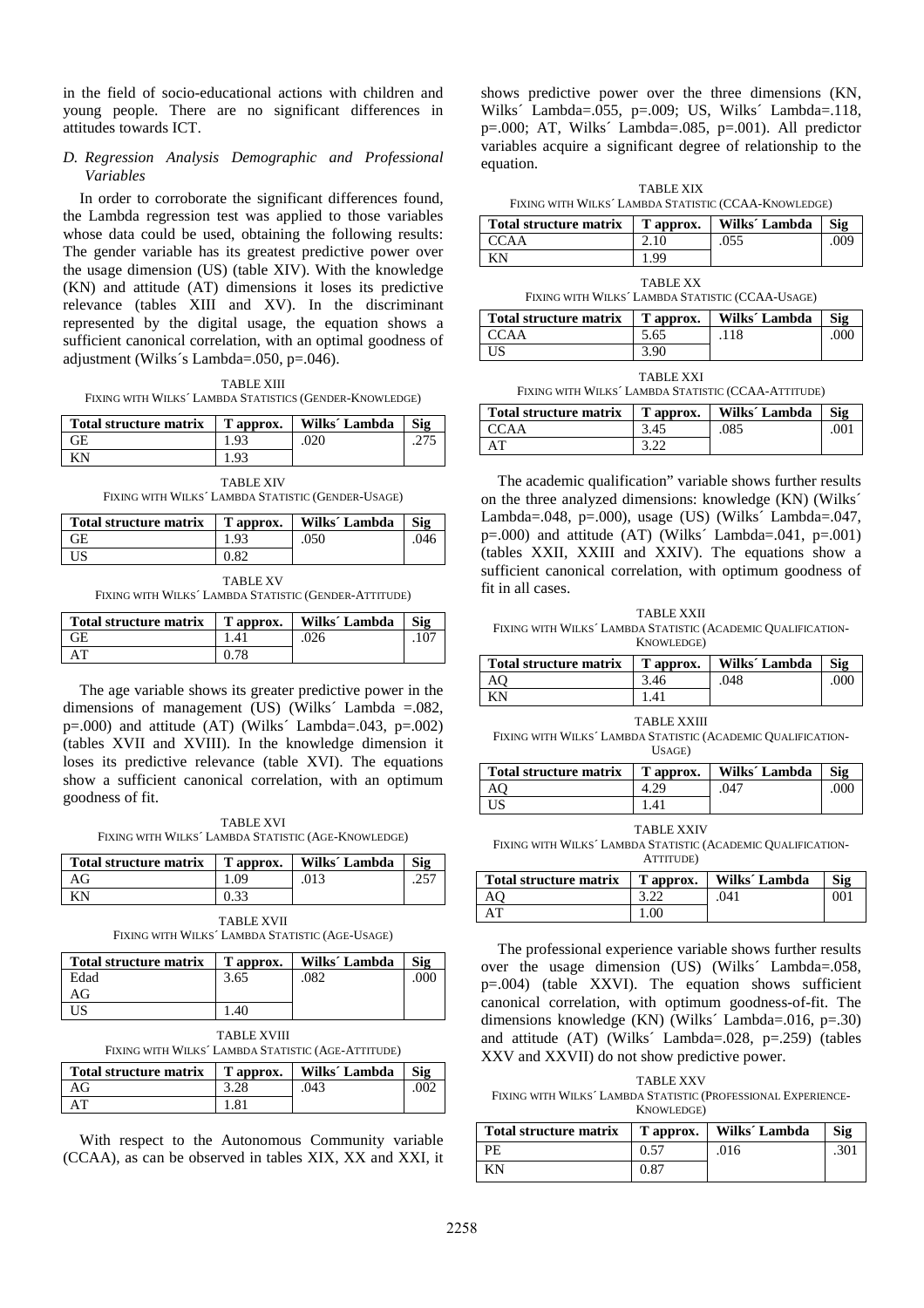in the field of socio-educational actions with children and young people. There are no significant differences in attitudes towards ICT.

### *D. Regression Analysis Demographic and Professional Variables*

In order to corroborate the significant differences found, the Lambda regression test was applied to those variables whose data could be used, obtaining the following results: The gender variable has its greatest predictive power over the usage dimension (US) (table XIV). With the knowledge (KN) and attitude (AT) dimensions it loses its predictive relevance (tables XIII and XV). In the discriminant represented by the digital usage, the equation shows a sufficient canonical correlation, with an optimal goodness of adjustment (Wilks´s Lambda=.050, p=.046).

TABLE XIII
FIXING WITH WILKS´ LAMBDA STATISTICS (GENDER-KNOWLEDGE)

| Total structure matrix | T approx. | Wilks´ Lambda | Sig |
|---|---|---|---|
| GE | 1.93 | .020 | .275 |
| KN | 1.93 | | |

TABLE XIV
FIXING WITH WILKS´ LAMBDA STATISTIC (GENDER-USAGE)

| Total structure matrix | T approx. | Wilks´ Lambda | Sig |
|---|---|---|---|
| GE | 1.93 | .050 | .046 |
| US | 0.82 | | |

TABLE XV
FIXING WITH WILKS´ LAMBDA STATISTIC (GENDER-ATTITUDE)

| Total structure matrix | T approx. | Wilks´ Lambda | Sig |
|---|---|---|---|
| GE | 1.41 | .026 | .107 |
| AT | 0.78 | | |

The age variable shows its greater predictive power in the dimensions of management (US) (Wilks´ Lambda =.082, p=.000) and attitude (AT) (Wilks´ Lambda=.043, p=.002) (tables XVII and XVIII). In the knowledge dimension it loses its predictive relevance (table XVI). The equations show a sufficient canonical correlation, with an optimum goodness of fit.

TABLE XVI
FIXING WITH WILKS´ LAMBDA STATISTIC (AGE-KNOWLEDGE)

| Total structure matrix | T approx. | Wilks´ Lambda | Sig |
|---|---|---|---|
| AG | 1.09 | .013 | .257 |
| KN | 0.33 | | |

TABLE XVII
FIXING WITH WILKS´ LAMBDA STATISTIC (AGE-USAGE)

| Total structure matrix | T approx. | Wilks´ Lambda | Sig |
|---|---|---|---|
| Edad AG | 3.65 | .082 | .000 |
| US | 1.40 | | |

TABLE XVIII
FIXING WITH WILKS´ LAMBDA STATISTIC (AGE-ATTITUDE)

| Total structure matrix | T approx. | Wilks´ Lambda | Sig |
|---|---|---|---|
| AG | 3.28 | .043 | .002 |
| AT | 1.81 | | |

With respect to the Autonomous Community variable (CCAA), as can be observed in tables XIX, XX and XXI, it shows predictive power over the three dimensions (KN, Wilks´ Lambda=.055, p=.009; US, Wilks´ Lambda=.118, p=.000; AT, Wilks´ Lambda=.085, p=.001). All predictor variables acquire a significant degree of relationship to the equation.

TABLE XIX
FIXING WITH WILKS´ LAMBDA STATISTIC (CCAA-KNOWLEDGE)

| Total structure matrix | T approx. | Wilks´ Lambda | Sig |
|---|---|---|---|
| CCAA | 2.10 | .055 | .009 |
| KN | 1.99 | | |

TABLE XX
FIXING WITH WILKS´ LAMBDA STATISTIC (CCAA-USAGE)

| Total structure matrix | T approx. | Wilks´ Lambda | Sig |
|---|---|---|---|
| CCAA | 5.65 | .118 | .000 |
| US | 3.90 | | |

TABLE XXI
FIXING WITH WILKS´ LAMBDA STATISTIC (CCAA-ATTITUDE)

| Total structure matrix | T approx. | Wilks´ Lambda | Sig |
|---|---|---|---|
| CCAA | 3.45 | .085 | .001 |
| AT | 3.22 | | |

The academic qualification" variable shows further results on the three analyzed dimensions: knowledge (KN) (Wilks´ Lambda=.048, p=.000), usage (US) (Wilks´ Lambda=.047, p=.000) and attitude (AT) (Wilks´ Lambda=.041, p=.001) (tables XXII, XXIII and XXIV). The equations show a sufficient canonical correlation, with optimum goodness of fit in all cases.

TABLE XXII
FIXING WITH WILKS´ LAMBDA STATISTIC (ACADEMIC QUALIFICATION-KNOWLEDGE)

| Total structure matrix | T approx. | Wilks´ Lambda | Sig |
|---|---|---|---|
| AQ | 3.46 | .048 | .000 |
| KN | 1.41 | | |

TABLE XXIII
FIXING WITH WILKS´ LAMBDA STATISTIC (ACADEMIC QUALIFICATION-USAGE)

| Total structure matrix | T approx. | Wilks´ Lambda | Sig |
|---|---|---|---|
| AQ | 4.29 | .047 | .000 |
| US | 1.41 | | |

TABLE XXIV
FIXING WITH WILKS´ LAMBDA STATISTIC (ACADEMIC QUALIFICATION-ATTITUDE)

| Total structure matrix | T approx. | Wilks´ Lambda | Sig |
|---|---|---|---|
| AQ | 3.22 | .041 | 001 |
| AT | 1.00 | | |

The professional experience variable shows further results over the usage dimension (US) (Wilks´ Lambda=.058, p=.004) (table XXVI). The equation shows sufficient canonical correlation, with optimum goodness-of-fit. The dimensions knowledge (KN) (Wilks´ Lambda=.016, p=.30) and attitude (AT) (Wilks´ Lambda=.028, p=.259) (tables XXV and XXVII) do not show predictive power.

TABLE XXV
FIXING WITH WILKS´ LAMBDA STATISTIC (PROFESSIONAL EXPERIENCE-KNOWLEDGE)

| Total structure matrix | T approx. | Wilks´ Lambda | Sig |
|---|---|---|---|
| PE | 0.57 | .016 | .301 |
| KN | 0.87 | | |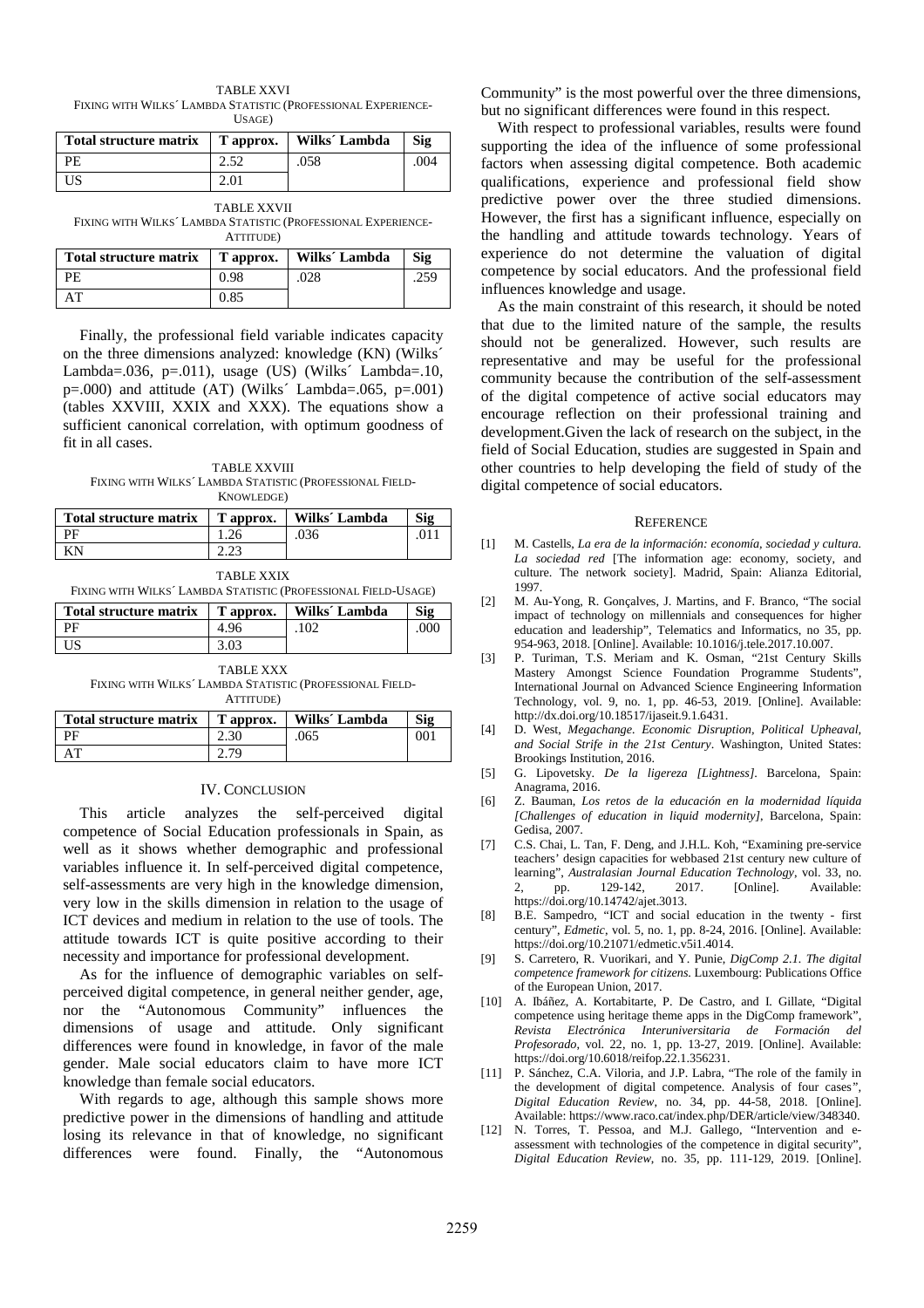TABLE XXVI
FIXING WITH WILKS´ LAMBDA STATISTIC (PROFESSIONAL EXPERIENCE-USAGE)

| Total structure matrix | T approx. | Wilks´ Lambda | Sig |
|---|---|---|---|
| PE | 2.52 | .058 | .004 |
| US | 2.01 | | |

TABLE XXVII
FIXING WITH WILKS´ LAMBDA STATISTIC (PROFESSIONAL EXPERIENCE-ATTITUDE)

| Total structure matrix | T approx. | Wilks´ Lambda | Sig |
|---|---|---|---|
| PE | 0.98 | .028 | .259 |
| AT | 0.85 | | |

Finally, the professional field variable indicates capacity on the three dimensions analyzed: knowledge (KN) (Wilks´ Lambda=.036, p=.011), usage (US) (Wilks´ Lambda=.10, p=.000) and attitude (AT) (Wilks´ Lambda=.065, p=.001) (tables XXVIII, XXIX and XXX). The equations show a sufficient canonical correlation, with optimum goodness of fit in all cases.

TABLE XXVIII
FIXING WITH WILKS´ LAMBDA STATISTIC (PROFESSIONAL FIELD-KNOWLEDGE)

| Total structure matrix | T approx. | Wilks´ Lambda | Sig |
|---|---|---|---|
| PF | 1.26 | .036 | .011 |
| KN | 2.23 | | |

TABLE XXIX
FIXING WITH WILKS´ LAMBDA STATISTIC (PROFESSIONAL FIELD-USAGE)

| Total structure matrix | T approx. | Wilks´ Lambda | Sig |
|---|---|---|---|
| PF | 4.96 | .102 | .000 |
| US | 3.03 | | |

TABLE XXX
FIXING WITH WILKS´ LAMBDA STATISTIC (PROFESSIONAL FIELD-ATTITUDE)

| Total structure matrix | T approx. | Wilks´ Lambda | Sig |
|---|---|---|---|
| PF | 2.30 | .065 | 001 |
| AT | 2.79 | | |

## IV. CONCLUSION

This article analyzes the self-perceived digital competence of Social Education professionals in Spain, as well as it shows whether demographic and professional variables influence it. In self-perceived digital competence, self-assessments are very high in the knowledge dimension, very low in the skills dimension in relation to the usage of ICT devices and medium in relation to the use of tools. The attitude towards ICT is quite positive according to their necessity and importance for professional development.

As for the influence of demographic variables on self-perceived digital competence, in general neither gender, age, nor the "Autonomous Community" influences the dimensions of usage and attitude. Only significant differences were found in knowledge, in favor of the male gender. Male social educators claim to have more ICT knowledge than female social educators.

With regards to age, although this sample shows more predictive power in the dimensions of handling and attitude losing its relevance in that of knowledge, no significant differences were found. Finally, the "Autonomous Community" is the most powerful over the three dimensions, but no significant differences were found in this respect.

With respect to professional variables, results were found supporting the idea of the influence of some professional factors when assessing digital competence. Both academic qualifications, experience and professional field show predictive power over the three studied dimensions. However, the first has a significant influence, especially on the handling and attitude towards technology. Years of experience do not determine the valuation of digital competence by social educators. And the professional field influences knowledge and usage.

As the main constraint of this research, it should be noted that due to the limited nature of the sample, the results should not be generalized. However, such results are representative and may be useful for the professional community because the contribution of the self-assessment of the digital competence of active social educators may encourage reflection on their professional training and development.Given the lack of research on the subject, in the field of Social Education, studies are suggested in Spain and other countries to help developing the field of study of the digital competence of social educators.

## REFERENCE

[1] M. Castells, *La era de la información: economía, sociedad y cultura. La sociedad red* [The information age: economy, society, and culture. The network society]. Madrid, Spain: Alianza Editorial, 1997.

[2] M. Au-Yong, R. Gonçalves, J. Martins, and F. Branco, "The social impact of technology on millennials and consequences for higher education and leadership", Telematics and Informatics, no 35, pp. 954-963, 2018. [Online]. Available: 10.1016/j.tele.2017.10.007.

[3] P. Turiman, T.S. Meriam and K. Osman, "21st Century Skills Mastery Amongst Science Foundation Programme Students", International Journal on Advanced Science Engineering Information Technology, vol. 9, no. 1, pp. 46-53, 2019. [Online]. Available: http://dx.doi.org/10.18517/ijaseit.9.1.6431.

[4] D. West, *Megachange. Economic Disruption, Political Upheaval, and Social Strife in the 21st Century*. Washington, United States: Brookings Institution, 2016.

[5] G. Lipovetsky. *De la ligereza [Lightness]*. Barcelona, Spain: Anagrama, 2016.

[6] Z. Bauman, *Los retos de la educación en la modernidad líquida [Challenges of education in liquid modernity]*, Barcelona, Spain: Gedisa, 2007.

[7] C.S. Chai, L. Tan, F. Deng, and J.H.L. Koh, "Examining pre-service teachers' design capacities for webbased 21st century new culture of learning", *Australasian Journal Education Technology*, vol. 33, no. 2, pp. 129-142, 2017. [Online]. Available: https://doi.org/10.14742/ajet.3013.

[8] B.E. Sampedro, "ICT and social education in the twenty - first century", *Edmetic*, vol. 5, no. 1, pp. 8-24, 2016. [Online]. Available: https://doi.org/10.21071/edmetic.v5i1.4014.

[9] S. Carretero, R. Vuorikari, and Y. Punie, *DigComp 2.1. The digital competence framework for citizens.* Luxembourg: Publications Office of the European Union, 2017.

[10] A. Ibáñez, A. Kortabitarte, P. De Castro, and I. Gillate, "Digital competence using heritage theme apps in the DigComp framework", *Revista Electrónica Interuniversitaria de Formación del Profesorado*, vol. 22, no. 1, pp. 13-27, 2019. [Online]. Available: https://doi.org/10.6018/reifop.22.1.356231.

[11] P. Sánchez, C.A. Viloria, and J.P. Labra, "The role of the family in the development of digital competence. Analysis of four cases", *Digital Education Review*, no. 34, pp. 44-58, 2018. [Online]. Available: https://www.raco.cat/index.php/DER/article/view/348340.

[12] N. Torres, T. Pessoa, and M.J. Gallego, "Intervention and e-assessment with technologies of the competence in digital security", *Digital Education Review*, no. 35, pp. 111-129, 2019. [Online].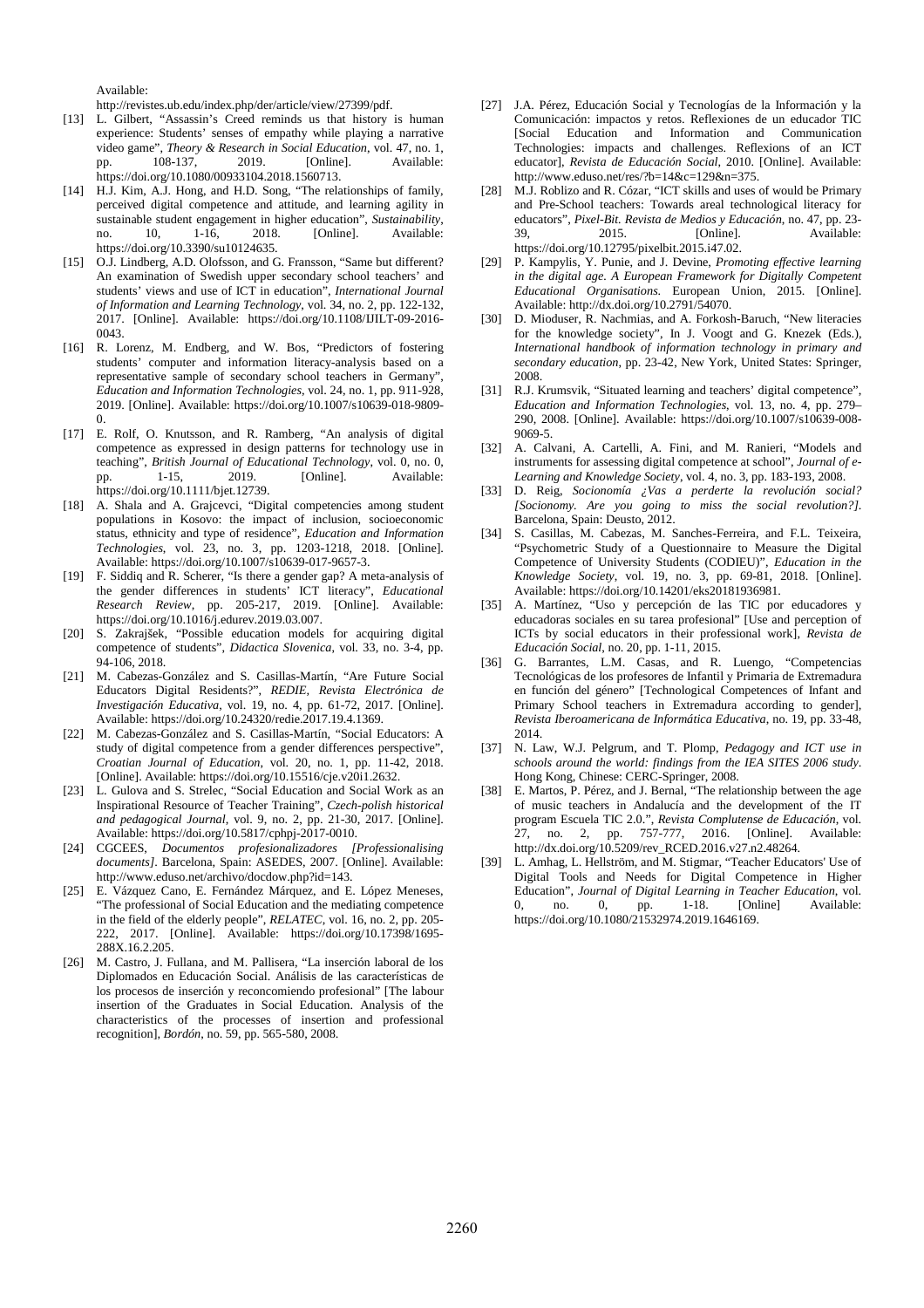Available: http://revistes.ub.edu/index.php/der/article/view/27399/pdf.

[13] L. Gilbert, "Assassin's Creed reminds us that history is human experience: Students' senses of empathy while playing a narrative video game", *Theory & Research in Social Education*, vol. 47, no. 1, pp. 108-137, 2019. [Online]. Available: https://doi.org/10.1080/00933104.2018.1560713.

[14] H.J. Kim, A.J. Hong, and H.D. Song, "The relationships of family, perceived digital competence and attitude, and learning agility in sustainable student engagement in higher education", *Sustainability*, no. 10, 1-16, 2018. [Online]. Available: https://doi.org/10.3390/su10124635.

[15] O.J. Lindberg, A.D. Olofsson, and G. Fransson, "Same but different? An examination of Swedish upper secondary school teachers' and students' views and use of ICT in education", *International Journal of Information and Learning Technology*, vol. 34, no. 2, pp. 122-132, 2017. [Online]. Available: https://doi.org/10.1108/IJILT-09-2016-0043.

[16] R. Lorenz, M. Endberg, and W. Bos, "Predictors of fostering students' computer and information literacy-analysis based on a representative sample of secondary school teachers in Germany", *Education and Information Technologies*, vol. 24, no. 1, pp. 911-928, 2019. [Online]. Available: https://doi.org/10.1007/s10639-018-9809-0.

[17] E. Rolf, O. Knutsson, and R. Ramberg, "An analysis of digital competence as expressed in design patterns for technology use in teaching", *British Journal of Educational Technology*, vol. 0, no. 0, pp. 1-15, 2019. [Online]. Available: https://doi.org/10.1111/bjet.12739.

[18] A. Shala and A. Grajcevci, "Digital competencies among student populations in Kosovo: the impact of inclusion, socioeconomic status, ethnicity and type of residence", *Education and Information Technologies*, vol. 23, no. 3, pp. 1203-1218, 2018. [Online]. Available: https://doi.org/10.1007/s10639-017-9657-3.

[19] F. Siddiq and R. Scherer, "Is there a gender gap? A meta-analysis of the gender differences in students' ICT literacy", *Educational Research Review*, pp. 205-217, 2019. [Online]. Available: https://doi.org/10.1016/j.edurev.2019.03.007.

[20] S. Zakrajšek, "Possible education models for acquiring digital competence of students", *Didactica Slovenica*, vol. 33, no. 3-4, pp. 94-106, 2018.

[21] M. Cabezas-González and S. Casillas-Martín, "Are Future Social Educators Digital Residents?", *REDIE, Revista Electrónica de Investigación Educativa*, vol. 19, no. 4, pp. 61-72, 2017. [Online]. Available: https://doi.org/10.24320/redie.2017.19.4.1369.

[22] M. Cabezas-González and S. Casillas-Martín, "Social Educators: A study of digital competence from a gender differences perspective", *Croatian Journal of Education*, vol. 20, no. 1, pp. 11-42, 2018. [Online]. Available: https://doi.org/10.15516/cje.v20i1.2632.

[23] L. Gulova and S. Strelec, "Social Education and Social Work as an Inspirational Resource of Teacher Training", *Czech-polish historical and pedagogical Journal*, vol. 9, no. 2, pp. 21-30, 2017. [Online]. Available: https://doi.org/10.5817/cphpj-2017-0010.

[24] CGCEES, *Documentos profesionalizadores [Professionalising documents]*. Barcelona, Spain: ASEDES, 2007. [Online]. Available: http://www.eduso.net/archivo/docdow.php?id=143.

[25] E. Vázquez Cano, E. Fernández Márquez, and E. López Meneses, "The professional of Social Education and the mediating competence in the field of the elderly people", *RELATEC*, vol. 16, no. 2, pp. 205-222, 2017. [Online]. Available: https://doi.org/10.17398/1695-288X.16.2.205.

[26] M. Castro, J. Fullana, and M. Pallisera, "La inserción laboral de los Diplomados en Educación Social. Análisis de las características de los procesos de inserción y reconcomiendo profesional" [The labour insertion of the Graduates in Social Education. Analysis of the characteristics of the processes of insertion and professional recognition], *Bordón*, no. 59, pp. 565-580, 2008.

[27] J.A. Pérez, Educación Social y Tecnologías de la Información y la Comunicación: impactos y retos. Reflexiones de un educador TIC [Social Education and Information and Communication Technologies: impacts and challenges. Reflexions of an ICT educator], *Revista de Educación Social*, 2010. [Online]. Available: http://www.eduso.net/res/?b=14&c=129&n=375.

[28] M.J. Roblizo and R. Cózar, "ICT skills and uses of would be Primary and Pre-School teachers: Towards areal technological literacy for educators", *Pixel-Bit. Revista de Medios y Educación*, no. 47, pp. 23-39, 2015. [Online]. Available: https://doi.org/10.12795/pixelbit.2015.i47.02.

[29] P. Kampylis, Y. Punie, and J. Devine, *Promoting effective learning in the digital age. A European Framework for Digitally Competent Educational Organisations.* European Union, 2015. [Online]. Available: http://dx.doi.org/10.2791/54070.

[30] D. Mioduser, R. Nachmias, and A. Forkosh-Baruch, "New literacies for the knowledge society", In J. Voogt and G. Knezek (Eds.), *International handbook of information technology in primary and secondary education*, pp. 23-42, New York, United States: Springer, 2008.

[31] R.J. Krumsvik, "Situated learning and teachers' digital competence", *Education and Information Technologies*, vol. 13, no. 4, pp. 279–290, 2008. [Online]. Available: https://doi.org/10.1007/s10639-008-9069-5.

[32] A. Calvani, A. Cartelli, A. Fini, and M. Ranieri, "Models and instruments for assessing digital competence at school", *Journal of e-Learning and Knowledge Society*, vol. 4, no. 3, pp. 183-193, 2008.

[33] D. Reig, *Socionomía ¿Vas a perderte la revolución social? [Socionomy. Are you going to miss the social revolution?]*. Barcelona, Spain: Deusto, 2012.

[34] S. Casillas, M. Cabezas, M. Sanches-Ferreira, and F.L. Teixeira, "Psychometric Study of a Questionnaire to Measure the Digital Competence of University Students (CODIEU)", *Education in the Knowledge Society*, vol. 19, no. 3, pp. 69-81, 2018. [Online]. Available: https://doi.org/10.14201/eks20181936981.

[35] A. Martínez, "Uso y percepción de las TIC por educadores y educadoras sociales en su tarea profesional" [Use and perception of ICTs by social educators in their professional work], *Revista de Educación Social*, no. 20, pp. 1-11, 2015.

[36] G. Barrantes, L.M. Casas, and R. Luengo, "Competencias Tecnológicas de los profesores de Infantil y Primaria de Extremadura en función del género" [Technological Competences of Infant and Primary School teachers in Extremadura according to gender], *Revista Iberoamericana de Informática Educativa*, no. 19, pp. 33-48, 2014.

[37] N. Law, W.J. Pelgrum, and T. Plomp, *Pedagogy and ICT use in schools around the world: findings from the IEA SITES 2006 study*. Hong Kong, Chinese: CERC-Springer, 2008.

[38] E. Martos, P. Pérez, and J. Bernal, "The relationship between the age of music teachers in Andalucía and the development of the IT program Escuela TIC 2.0.", *Revista Complutense de Educación*, vol. 27, no. 2, pp. 757-777, 2016. [Online]. Available: http://dx.doi.org/10.5209/rev_RCED.2016.v27.n2.48264.

[39] L. Amhag, L. Hellström, and M. Stigmar, "Teacher Educators' Use of Digital Tools and Needs for Digital Competence in Higher Education", *Journal of Digital Learning in Teacher Education*, vol. 0, no. 0, pp. 1-18. [Online] Available: https://doi.org/10.1080/21532974.2019.1646169.